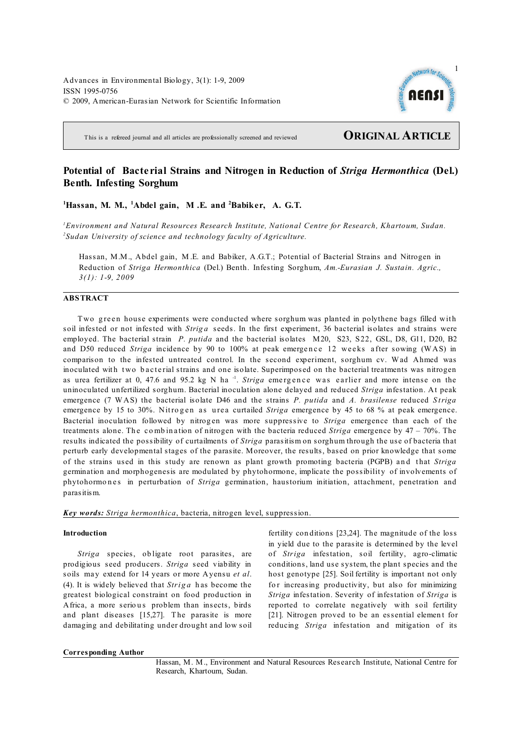This is a refereed journal and all articles are professionally screened and reviewed

**ORIGINAL ARTICLE**

# Potential of Bacterial Strains and Nitrogen in Reduction of *Striga Hermonthica* (Del.) Benth. Infesting Sorghum

**[1]Hassan, M. M., [1]Abdel gain, M .E. and [2]Babiker, A. G.T.**

*[1]Environment and Natural Resources Research Institute, National Centre for Research, Khartoum, Sudan.*
*[2]Sudan University of science and technology faculty of Agriculture.*

Hassan, M.M., Abdel gain, M.E. and Babiker, A.G.T.; Potential of Bacterial Strains and Nitrogen in Reduction of *Striga Hermonthica* (Del.) Benth. Infesting Sorghum, *Am.-Eurasian J. Sustain. Agric., 3(1): 1-9, 2009*

## ABSTRACT

Two green house experiments were conducted where sorghum was planted in polythene bags filled with soil infested or not infested with *Striga* seeds. In the first experiment, 36 bacterial isolates and strains were employed. The bacterial strain *P. putida* and the bacterial isolates M20, S23, S22, GSL, D8, G11, D20, B2 and D50 reduced *Striga* incidence by 90 to 100% at peak emergence 12 weeks after sowing (WAS) in comparison to the infested untreated control. In the second experiment, sorghum cv. Wad Ahmed was inoculated with two bacterial strains and one isolate. Superimposed on the bacterial treatments was nitrogen as urea fertilizer at 0, 47.6 and 95.2 kg N ha $^{-1}$. *Striga* emergence was earlier and more intense on the uninoculated unfertilized sorghum. Bacterial inoculation alone delayed and reduced *Striga* infestation. At peak emergence (7 WAS) the bacterial isolate D46 and the strains *P. putida* and *A. brasilense* reduced *Striga* emergence by 15 to 30%. Nitrogen as urea curtailed *Striga* emergence by 45 to 68 % at peak emergence. Bacterial inoculation followed by nitrogen was more suppressive to *Striga* emergence than each of the treatments alone. The combination of nitrogen with the bacteria reduced *Striga* emergence by 47 – 70%. The results indicated the possibility of curtailments of *Striga* parasitism on sorghum through the use of bacteria that perturb early developmental stages of the parasite. Moreover, the results, based on prior knowledge that some of the strains used in this study are renown as plant growth promoting bacteria (PGPB) and that *Striga* germination and morphogenesis are modulated by phytohormone, implicate the possibility of involvements of phytohormones in perturbation of *Striga* germination, haustorium initiation, attachment, penetration and parasitism.

***Key words:*** *Striga hermonthica*, bacteria, nitrogen level, suppression.

## Introduction

*Striga* species, obligate root parasites, are prodigious seed producers. *Striga* seed viability in soils may extend for 14 years or more Ayensu *et al*. (4). It is widely believed that *Striga* has become the greatest biological constraint on food production in Africa, a more serious problem than insects, birds and plant diseases [15,27]. The parasite is more damaging and debilitating under drought and low soil fertility conditions [23,24]. The magnitude of the loss in yield due to the parasite is determined by the level of *Striga* infestation, soil fertility, agro-climatic conditions, land use system, the plant species and the host genotype [25]. Soil fertility is important not only for increasing productivity, but also for minimizing *Striga* infestation. Severity of infestation of *Striga* is reported to correlate negatively with soil fertility [21]. Nitrogen proved to be an essential element for reducing *Striga* infestation and mitigation of its

**Corresponding Author**

Hassan, M. M., Environment and Natural Resources Research Institute, National Centre for Research, Khartoum, Sudan.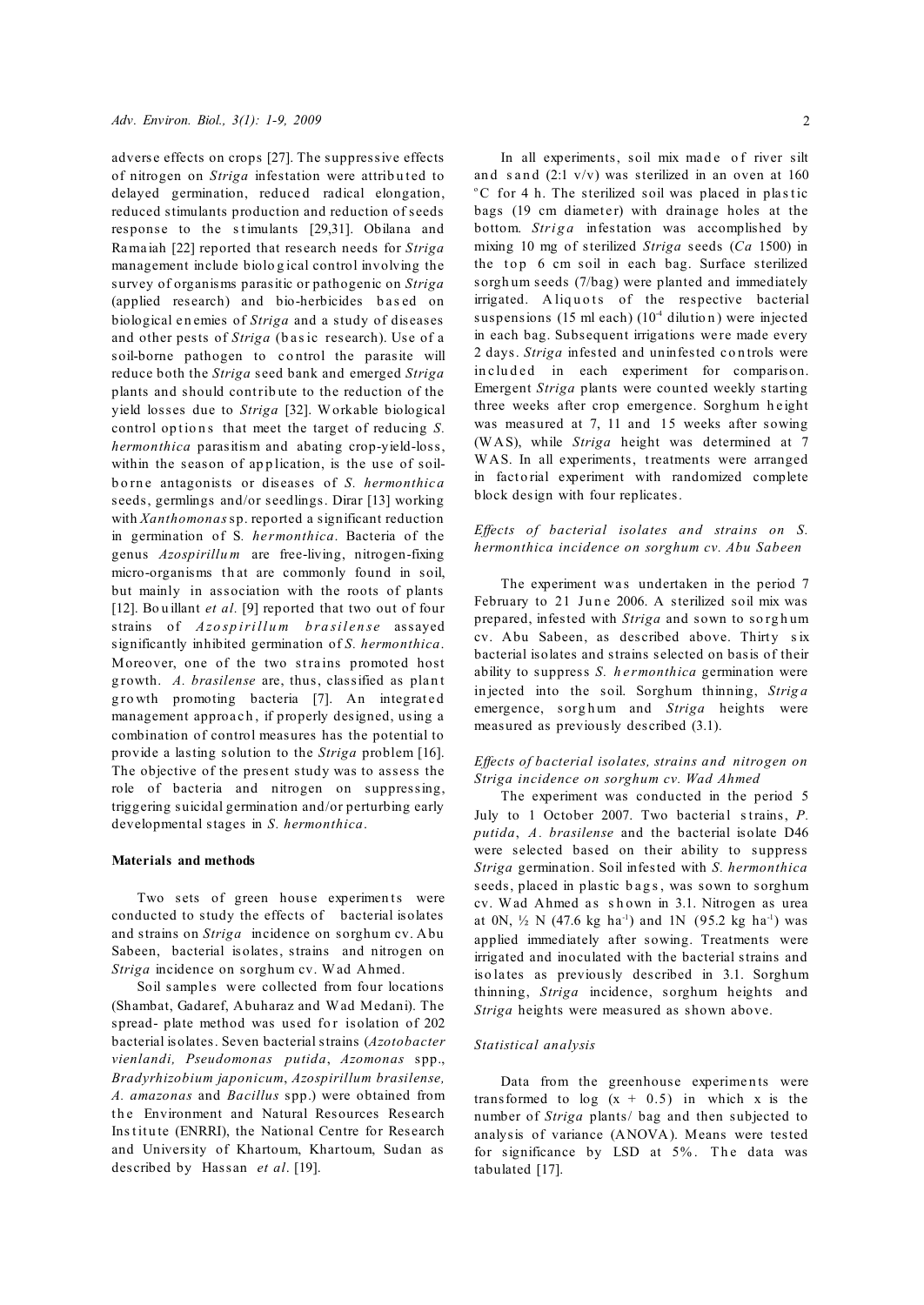adverse effects on crops [27]. The suppressive effects of nitrogen on *Striga* infestation were attributed to delayed germination, reduced radical elongation, reduced stimulants production and reduction of seeds response to the stimulants [29,31]. Obilana and Ramaiah [22] reported that research needs for *Striga* management include biological control involving the survey of organisms parasitic or pathogenic on *Striga* (applied research) and bio-herbicides based on biological enemies of *Striga* and a study of diseases and other pests of *Striga* (basic research). Use of a soil-borne pathogen to control the parasite will reduce both the *Striga* seed bank and emerged *Striga* plants and should contribute to the reduction of the yield losses due to *Striga* [32]. Workable biological control options that meet the target of reducing *S. hermonthica* parasitism and abating crop-yield-loss, within the season of application, is the use of soil-borne antagonists or diseases of *S. hermonthica* seeds, germlings and/or seedlings. Dirar [13] working with *Xanthomonas* sp. reported a significant reduction in germination of S. *hermonthica*. Bacteria of the genus *Azospirillum* are free-living, nitrogen-fixing micro-organisms that are commonly found in soil, but mainly in association with the roots of plants [12]. Bouillant *et al.* [9] reported that two out of four strains of *Azospirillum brasilense* assayed significantly inhibited germination of *S. hermonthica*. Moreover, one of the two strains promoted host growth. *A. brasilense* are, thus, classified as plant growth promoting bacteria [7]. An integrated management approach, if properly designed, using a combination of control measures has the potential to provide a lasting solution to the *Striga* problem [16]. The objective of the present study was to assess the role of bacteria and nitrogen on suppressing, triggering suicidal germination and/or perturbing early developmental stages in *S. hermonthica*.

## Materials and methods

Two sets of green house experiments were conducted to study the effects of bacterial isolates and strains on *Striga* incidence on sorghum cv. Abu Sabeen, bacterial isolates, strains and nitrogen on *Striga* incidence on sorghum cv. Wad Ahmed.

Soil samples were collected from four locations (Shambat, Gadaref, Abuharaz and Wad Medani). The spread- plate method was used for isolation of 202 bacterial isolates. Seven bacterial strains (*Azotobacter vienlandi, Pseudomonas putida*, *Azomonas* spp., *Bradyrhizobium japonicum*, *Azospirillum brasilense, A. amazonas* and *Bacillus* spp.) were obtained from the Environment and Natural Resources Research Institute (ENRRI), the National Centre for Research and University of Khartoum, Khartoum, Sudan as described by Hassan *et al*. [19].

In all experiments, soil mix made of river silt and sand (2:1 v/v) was sterilized in an oven at 160 °C for 4 h. The sterilized soil was placed in plastic bags (19 cm diameter) with drainage holes at the bottom. *Striga* infestation was accomplished by mixing 10 mg of sterilized *Striga* seeds (*Ca* 1500) in the top 6 cm soil in each bag. Surface sterilized sorghum seeds (7/bag) were planted and immediately irrigated. Aliquots of the respective bacterial suspensions (15 ml each) ($10^{-4}$ dilution) were injected in each bag. Subsequent irrigations were made every 2 days. *Striga* infested and uninfested controls were included in each experiment for comparison. Emergent *Striga* plants were counted weekly starting three weeks after crop emergence. Sorghum height was measured at 7, 11 and 15 weeks after sowing (WAS), while *Striga* height was determined at 7 WAS. In all experiments, treatments were arranged in factorial experiment with randomized complete block design with four replicates.

### *Effects of bacterial isolates and strains on S. hermonthica incidence on sorghum cv. Abu Sabeen*

The experiment was undertaken in the period 7 February to 21 June 2006. A sterilized soil mix was prepared, infested with *Striga* and sown to sorghum cv. Abu Sabeen, as described above. Thirty six bacterial isolates and strains selected on basis of their ability to suppress *S. hermonthica* germination were injected into the soil. Sorghum thinning, *Striga* emergence, sorghum and *Striga* heights were measured as previously described (3.1).

### *Effects of bacterial isolates, strains and nitrogen on Striga incidence on sorghum cv. Wad Ahmed*

The experiment was conducted in the period 5 July to 1 October 2007. Two bacterial strains, *P. putida*, *A. brasilense* and the bacterial isolate D46 were selected based on their ability to suppress *Striga* germination. Soil infested with *S. hermonthica* seeds, placed in plastic bags, was sown to sorghum cv. Wad Ahmed as shown in 3.1. Nitrogen as urea at 0N, ½ N (47.6 kg ha$^{-1}$) and 1N (95.2 kg ha$^{-1}$) was applied immediately after sowing. Treatments were irrigated and inoculated with the bacterial strains and isolates as previously described in 3.1. Sorghum thinning, *Striga* incidence, sorghum heights and *Striga* heights were measured as shown above.

### *Statistical analysis*

Data from the greenhouse experiments were transformed to log $(x + 0.5)$ in which x is the number of *Striga* plants/ bag and then subjected to analysis of variance (ANOVA). Means were tested for significance by LSD at 5%. The data was tabulated [17].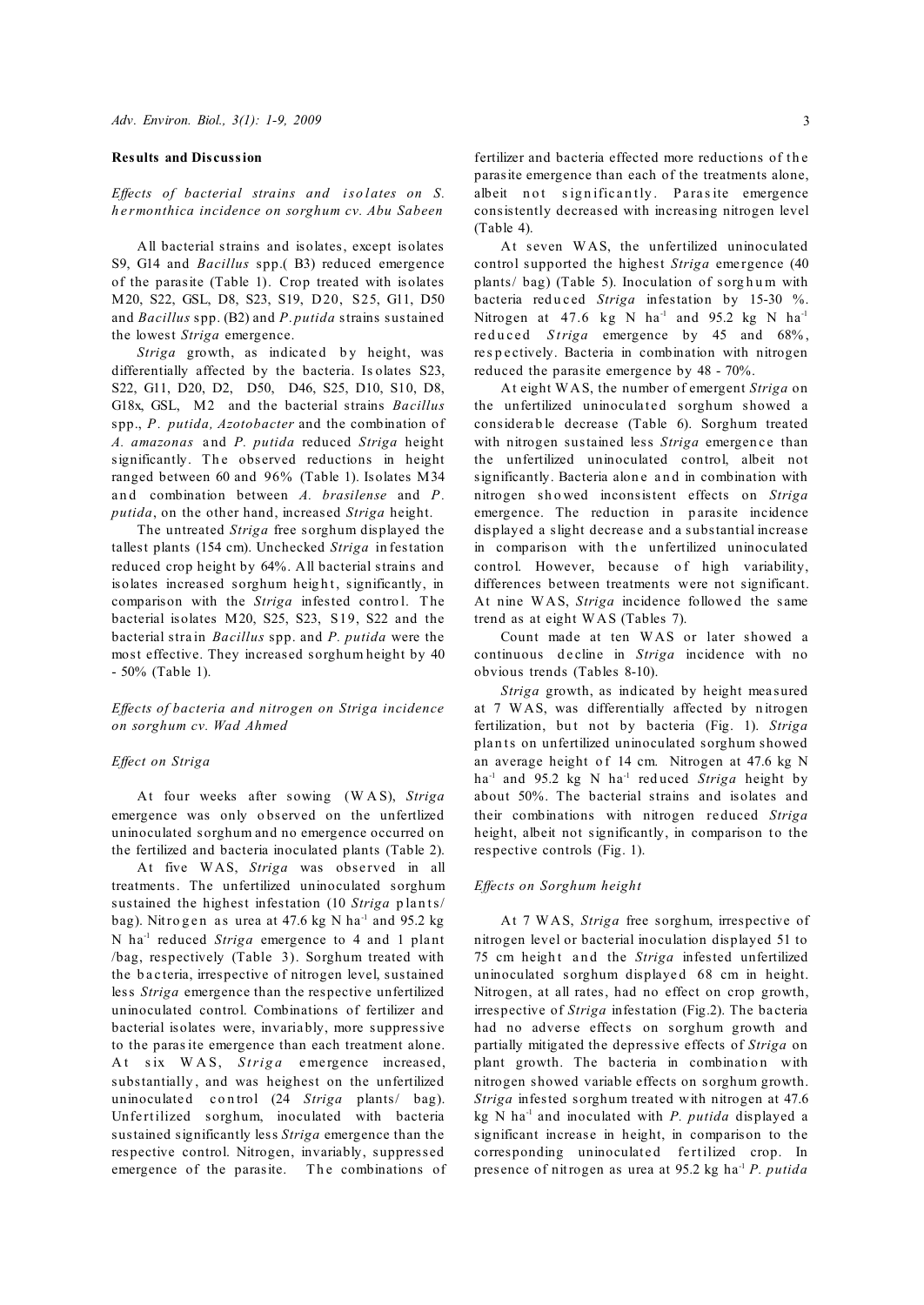## Results and Discussion

### *Effects of bacterial strains and isolates on S. hermonthica incidence on sorghum cv. Abu Sabeen*

All bacterial strains and isolates, except isolates S9, G14 and *Bacillus* spp.( B3) reduced emergence of the parasite (Table 1). Crop treated with isolates M20, S22, GSL, D8, S23, S19, D20, S25, G11, D50 and *Bacillus* spp. (B2) and *P.putida* strains sustained the lowest *Striga* emergence.

*Striga* growth, as indicated by height, was differentially affected by the bacteria. Isolates S23, S22, G11, D20, D2, D50, D46, S25, D10, S10, D8, G18x, GSL, M2 and the bacterial strains *Bacillus* spp., *P. putida, Azotobacter* and the combination of *A. amazonas* and *P. putida* reduced *Striga* height significantly. The observed reductions in height ranged between 60 and 96% (Table 1). Isolates M34 and combination between *A. brasilense* and *P. putida*, on the other hand, increased *Striga* height.

The untreated *Striga* free sorghum displayed the tallest plants (154 cm). Unchecked *Striga* infestation reduced crop height by 64%. All bacterial strains and isolates increased sorghum height, significantly, in comparison with the *Striga* infested control. The bacterial isolates M20, S25, S23, S19, S22 and the bacterial strain *Bacillus* spp. and *P. putida* were the most effective. They increased sorghum height by 40 - 50% (Table 1).

### *Effects of bacteria and nitrogen on Striga incidence on sorghum cv. Wad Ahmed*

#### *Effect on Striga*

At four weeks after sowing (WAS), *Striga* emergence was only observed on the unfertlized uninoculated sorghum and no emergence occurred on the fertilized and bacteria inoculated plants (Table 2).

At five WAS, *Striga* was observed in all treatments. The unfertilized uninoculated sorghum sustained the highest infestation (10 *Striga* plants/ bag). Nitrogen as urea at 47.6 kg N ha$^{-1}$ and 95.2 kg N ha$^{-1}$ reduced *Striga* emergence to 4 and 1 plant /bag, respectively (Table 3). Sorghum treated with the bacteria, irrespective of nitrogen level, sustained less *Striga* emergence than the respective unfertilized uninoculated control. Combinations of fertilizer and bacterial isolates were, invariably, more suppressive to the parasite emergence than each treatment alone. At six WAS, *Striga* emergence increased, substantially, and was heighest on the unfertilized uninoculated control (24 *Striga* plants/ bag). Unfertilized sorghum, inoculated with bacteria sustained significantly less *Striga* emergence than the respective control. Nitrogen, invariably, suppressed emergence of the parasite. The combinations of fertilizer and bacteria effected more reductions of the parasite emergence than each of the treatments alone, albeit not significantly. Parasite emergence consistently decreased with increasing nitrogen level (Table 4).

At seven WAS, the unfertilized uninoculated control supported the highest *Striga* emergence (40 plants/ bag) (Table 5). Inoculation of sorghum with bacteria reduced *Striga* infestation by 15-30 %. Nitrogen at 47.6 kg N ha$^{-1}$ and 95.2 kg N ha$^{-1}$ reduced *Striga* emergence by 45 and 68%, respectively. Bacteria in combination with nitrogen reduced the parasite emergence by 48 - 70%.

At eight WAS, the number of emergent *Striga* on the unfertilized uninoculated sorghum showed a considerable decrease (Table 6). Sorghum treated with nitrogen sustained less *Striga* emergence than the unfertilized uninoculated control, albeit not significantly. Bacteria alone and in combination with nitrogen showed inconsistent effects on *Striga* emergence. The reduction in parasite incidence displayed a slight decrease and a substantial increase in comparison with the unfertilized uninoculated control. However, because of high variability, differences between treatments were not significant. At nine WAS, *Striga* incidence followed the same trend as at eight WAS (Tables 7).

Count made at ten WAS or later showed a continuous decline in *Striga* incidence with no obvious trends (Tables 8-10).

*Striga* growth, as indicated by height measured at 7 WAS, was differentially affected by nitrogen fertilization, but not by bacteria (Fig. 1). *Striga* plants on unfertilized uninoculated sorghum showed an average height of 14 cm. Nitrogen at 47.6 kg N ha$^{-1}$ and 95.2 kg N ha$^{-1}$ reduced *Striga* height by about 50%. The bacterial strains and isolates and their combinations with nitrogen reduced *Striga* height, albeit not significantly, in comparison to the respective controls (Fig. 1).

#### *Effects on Sorghum height*

At 7 WAS, *Striga* free sorghum, irrespective of nitrogen level or bacterial inoculation displayed 51 to 75 cm height and the *Striga* infested unfertilized uninoculated sorghum displayed 68 cm in height. Nitrogen, at all rates, had no effect on crop growth, irrespective of *Striga* infestation (Fig.2). The bacteria had no adverse effects on sorghum growth and partially mitigated the depressive effects of *Striga* on plant growth. The bacteria in combination with nitrogen showed variable effects on sorghum growth. *Striga* infested sorghum treated with nitrogen at 47.6 kg N ha$^{-1}$ and inoculated with *P. putida* displayed a significant increase in height, in comparison to the corresponding uninoculated fertilized crop. In presence of nitrogen as urea at 95.2 kg ha$^{-1}$ *P. putida*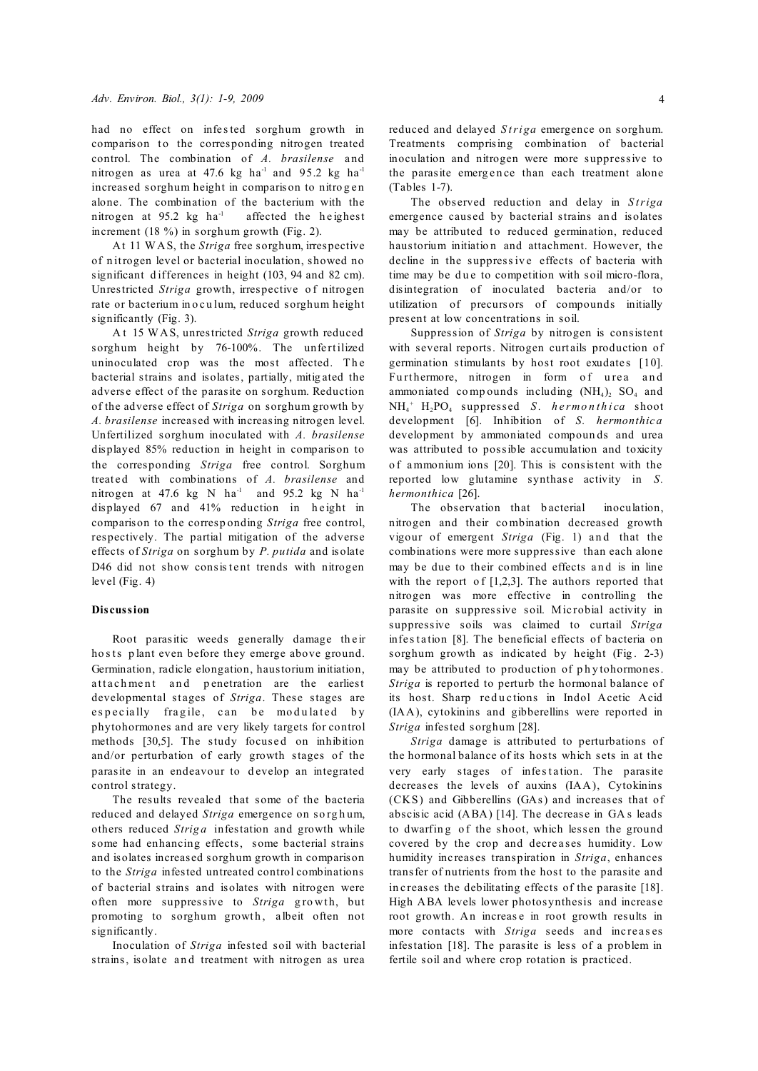had no effect on infested sorghum growth in comparison to the corresponding nitrogen treated control. The combination of *A. brasilense* and nitrogen as urea at 47.6 kg $ha^{-1}$ and 95.2 kg $ha^{-1}$ increased sorghum height in comparison to nitrogen alone. The combination of the bacterium with the nitrogen at 95.2 kg $ha^{-1}$ affected the heighest increment (18 %) in sorghum growth (Fig. 2).

At 11 WAS, the *Striga* free sorghum, irrespective of nitrogen level or bacterial inoculation, showed no significant differences in height (103, 94 and 82 cm). Unrestricted *Striga* growth, irrespective of nitrogen rate or bacterium inoculum, reduced sorghum height significantly (Fig. 3).

At 15 WAS, unrestricted *Striga* growth reduced sorghum height by 76-100%. The unfertilized uninoculated crop was the most affected. The bacterial strains and isolates, partially, mitigated the adverse effect of the parasite on sorghum. Reduction of the adverse effect of *Striga* on sorghum growth by *A. brasilense* increased with increasing nitrogen level. Unfertilized sorghum inoculated with *A. brasilense* displayed 85% reduction in height in comparison to the corresponding *Striga* free control. Sorghum treated with combinations of *A. brasilense* and nitrogen at 47.6 kg N $ha^{-1}$ and 95.2 kg N $ha^{-1}$ displayed 67 and 41% reduction in height in comparison to the corresponding *Striga* free control, respectively. The partial mitigation of the adverse effects of *Striga* on sorghum by *P. putida* and isolate D46 did not show consistent trends with nitrogen level (Fig. 4)

## Discussion

Root parasitic weeds generally damage their hosts plant even before they emerge above ground. Germination, radicle elongation, haustorium initiation, attachment and penetration are the earliest developmental stages of *Striga*. These stages are especially fragile, can be modulated by phytohormones and are very likely targets for control methods [30,5]. The study focused on inhibition and/or perturbation of early growth stages of the parasite in an endeavour to develop an integrated control strategy.

The results revealed that some of the bacteria reduced and delayed *Striga* emergence on sorghum, others reduced *Striga* infestation and growth while some had enhancing effects, some bacterial strains and isolates increased sorghum growth in comparison to the *Striga* infested untreated control combinations of bacterial strains and isolates with nitrogen were often more suppressive to *Striga* growth, but promoting to sorghum growth, albeit often not significantly.

Inoculation of *Striga* infested soil with bacterial strains, isolate and treatment with nitrogen as urea reduced and delayed *Striga* emergence on sorghum. Treatments comprising combination of bacterial inoculation and nitrogen were more suppressive to the parasite emergence than each treatment alone (Tables 1-7).

The observed reduction and delay in *Striga* emergence caused by bacterial strains and isolates may be attributed to reduced germination, reduced haustorium initiation and attachment. However, the decline in the suppressive effects of bacteria with time may be due to competition with soil micro-flora, disintegration of inoculated bacteria and/or to utilization of precursors of compounds initially present at low concentrations in soil.

Suppression of *Striga* by nitrogen is consistent with several reports. Nitrogen curtails production of germination stimulants by host root exudates [10]. Furthermore, nitrogen in form of urea and ammoniated compounds including $(NH_4)_2$ $SO_4$ and $NH_4^+$ $H_2PO_4$ suppressed *S. hermonthica* shoot development [6]. Inhibition of *S. hermonthica* development by ammoniated compounds and urea was attributed to possible accumulation and toxicity of ammonium ions [20]. This is consistent with the reported low glutamine synthase activity in *S. hermonthica* [26].

The observation that bacterial inoculation, nitrogen and their combination decreased growth vigour of emergent *Striga* (Fig. 1) and that the combinations were more suppressive than each alone may be due to their combined effects and is in line with the report of [1,2,3]. The authors reported that nitrogen was more effective in controlling the parasite on suppressive soil. Microbial activity in suppressive soils was claimed to curtail *Striga* infestation [8]. The beneficial effects of bacteria on sorghum growth as indicated by height (Fig. 2-3) may be attributed to production of phytohormones. *Striga* is reported to perturb the hormonal balance of its host. Sharp reductions in Indol Acetic Acid (IAA), cytokinins and gibberellins were reported in *Striga* infested sorghum [28].

*Striga* damage is attributed to perturbations of the hormonal balance of its hosts which sets in at the very early stages of infestation. The parasite decreases the levels of auxins (IAA), Cytokinins (CKS) and Gibberellins (GAs) and increases that of abscisic acid (ABA) [14]. The decrease in GAs leads to dwarfing of the shoot, which lessen the ground covered by the crop and decreases humidity. Low humidity increases transpiration in *Striga*, enhances transfer of nutrients from the host to the parasite and increases the debilitating effects of the parasite [18]. High ABA levels lower photosynthesis and increase root growth. An increase in root growth results in more contacts with *Striga* seeds and increases infestation [18]. The parasite is less of a problem in fertile soil and where crop rotation is practiced.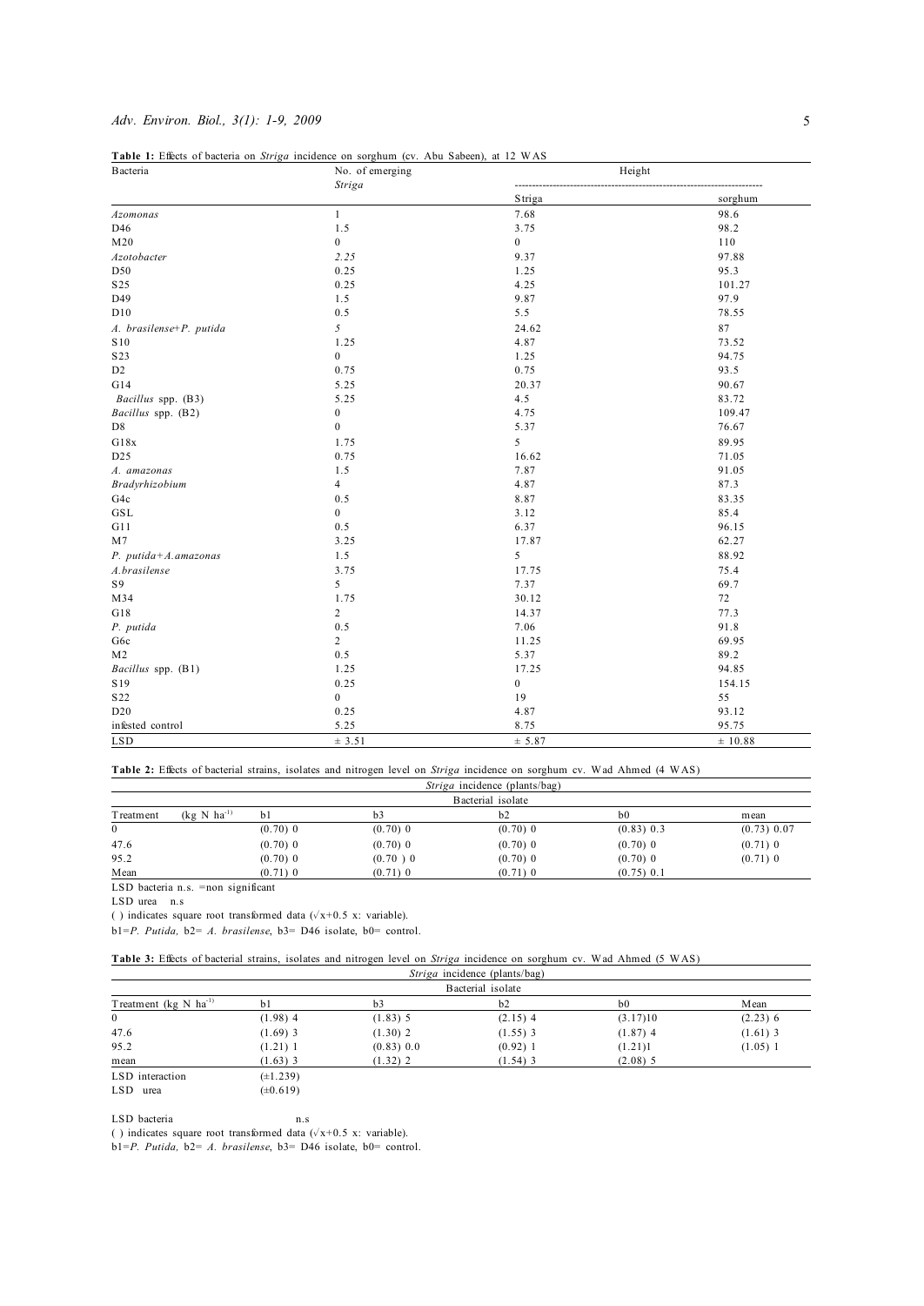**Table 1:** Effects of bacteria on *Striga* incidence on sorghum (cv. Abu Sabeen), at 12 WAS

| Bacteria | No. of emerging *Striga* | Height | |
|---|---|---|---|
| | | Striga | sorghum |
| *Azomonas* | 1 | 7.68 | 98.6 |
| D46 | 1.5 | 3.75 | 98.2 |
| M20 | 0 | 0 | 110 |
| *Azotobacter* | *2.25* | 9.37 | 97.88 |
| D50 | 0.25 | 1.25 | 95.3 |
| S25 | 0.25 | 4.25 | 101.27 |
| D49 | 1.5 | 9.87 | 97.9 |
| D10 | 0.5 | 5.5 | 78.55 |
| *A. brasilense+P. putida* | *5* | 24.62 | 87 |
| S10 | 1.25 | 4.87 | 73.52 |
| S23 | 0 | 1.25 | 94.75 |
| D2 | 0.75 | 0.75 | 93.5 |
| G14 | 5.25 | 20.37 | 90.67 |
| *Bacillus* spp. (B3) | 5.25 | 4.5 | 83.72 |
| *Bacillus* spp. (B2) | 0 | 4.75 | 109.47 |
| D8 | 0 | 5.37 | 76.67 |
| G18x | 1.75 | 5 | 89.95 |
| D25 | 0.75 | 16.62 | 71.05 |
| *A. amazonas* | 1.5 | 7.87 | 91.05 |
| *Bradyrhizobium* | 4 | 4.87 | 87.3 |
| G4c | 0.5 | 8.87 | 83.35 |
| GSL | 0 | 3.12 | 85.4 |
| G11 | 0.5 | 6.37 | 96.15 |
| M7 | 3.25 | 17.87 | 62.27 |
| *P. putida+A.amazonas* | 1.5 | 5 | 88.92 |
| *A.brasilense* | 3.75 | 17.75 | 75.4 |
| S9 | 5 | 7.37 | 69.7 |
| M34 | 1.75 | 30.12 | 72 |
| G18 | 2 | 14.37 | 77.3 |
| *P. putida* | 0.5 | 7.06 | 91.8 |
| G6c | 2 | 11.25 | 69.95 |
| M2 | 0.5 | 5.37 | 89.2 |
| *Bacillus* spp. (B1) | 1.25 | 17.25 | 94.85 |
| S19 | 0.25 | 0 | 154.15 |
| S22 | 0 | 19 | 55 |
| D20 | 0.25 | 4.87 | 93.12 |
| infested control | 5.25 | 8.75 | 95.75 |
| LSD | ± 3.51 | ± 5.87 | ± 10.88 |

**Table 2:** Effects of bacterial strains, isolates and nitrogen level on *Striga* incidence on sorghum cv. Wad Ahmed (4 WAS)

| | *Striga* incidence (plants/bag) | | | | |
|---|---|---|---|---|---|
| | Bacterial isolate | | | | |
| Treatment (kg N ha$^{-1}$) | b1 | b3 | b2 | b0 | mean |
| 0 | (0.70) 0 | (0.70) 0 | (0.70) 0 | (0.83) 0.3 | (0.73) 0.07 |
| 47.6 | (0.70) 0 | (0.70) 0 | (0.70) 0 | (0.70) 0 | (0.71) 0 |
| 95.2 | (0.70) 0 | (0.70 ) 0 | (0.70) 0 | (0.70) 0 | (0.71) 0 |
| Mean | (0.71) 0 | (0.71) 0 | (0.71) 0 | (0.75) 0.1 | |

LSD bacteria n.s. =non significant

LSD urea n.s

( ) indicates square root transformed data ($\sqrt{x+0.5}$ x: variable).

b1=*P. Putida,* b2= *A. brasilense*, b3= D46 isolate, b0= control.

**Table 3:** Effects of bacterial strains, isolates and nitrogen level on *Striga* incidence on sorghum cv. Wad Ahmed (5 WAS)

| | *Striga* incidence (plants/bag) | | | | |
|---|---|---|---|---|---|
| | Bacterial isolate | | | | |
| Treatment (kg N ha$^{-1}$) | b1 | b3 | b2 | b0 | Mean |
| 0 | (1.98) 4 | (1.83) 5 | (2.15) 4 | (3.17)10 | (2.23) 6 |
| 47.6 | (1.69) 3 | (1.30) 2 | (1.55) 3 | (1.87) 4 | (1.61) 3 |
| 95.2 | (1.21) 1 | (0.83) 0.0 | (0.92) 1 | (1.21)1 | (1.05) 1 |
| mean | (1.63) 3 | (1.32) 2 | (1.54) 3 | (2.08) 5 | |
| LSD interaction | (±1.239) | | | | |
| LSD urea | (±0.619) | | | | |

LSD bacteria n.s

( ) indicates square root transformed data ($\sqrt{x+0.5}$ x: variable).

b1=*P. Putida,* b2= *A. brasilense*, b3= D46 isolate, b0= control.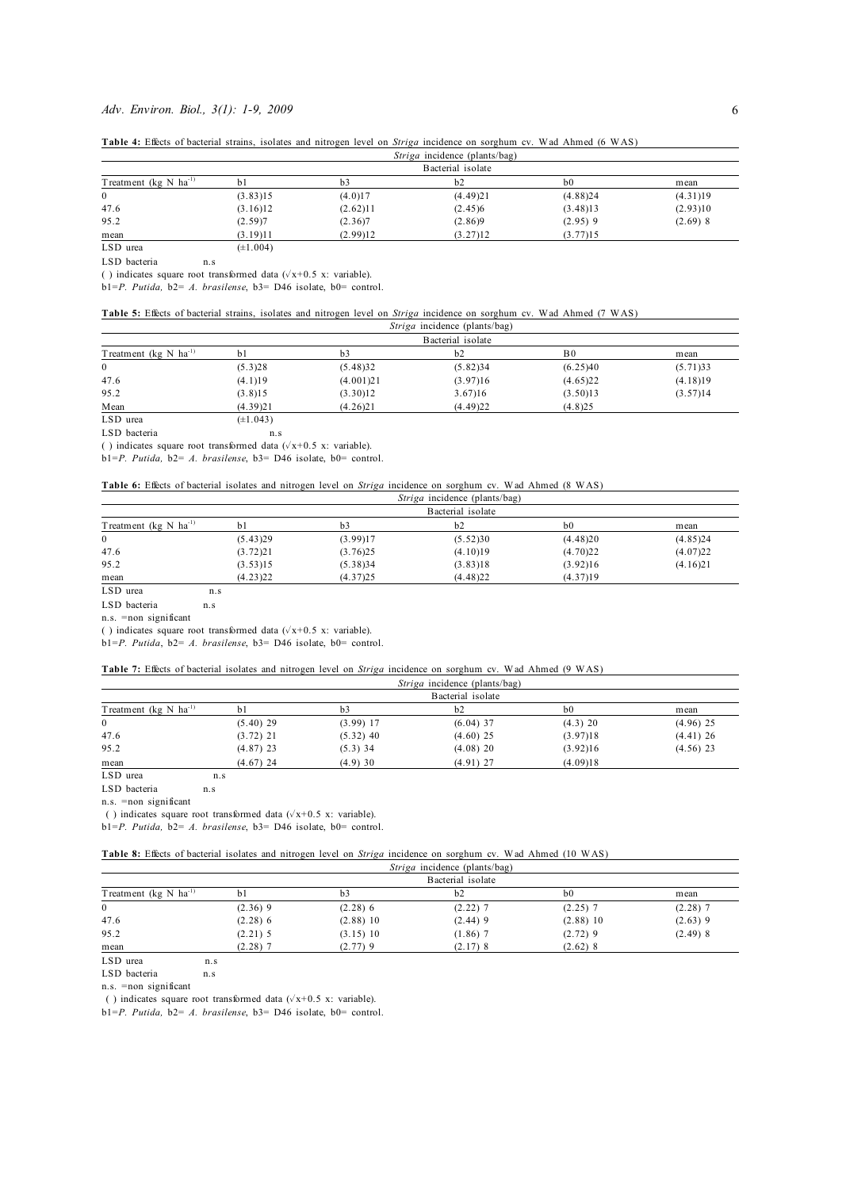**Table 4:** Effects of bacterial strains, isolates and nitrogen level on *Striga* incidence on sorghum cv. Wad Ahmed (6 WAS)

| | *Striga* incidence (plants/bag) | | | | |
|---|---|---|---|---|---|
| | Bacterial isolate | | | | |
| Treatment (kg N ha$^{-1}$) | b1 | b3 | b2 | b0 | mean |
| 0 | (3.83)15 | (4.0)17 | (4.49)21 | (4.88)24 | (4.31)19 |
| 47.6 | (3.16)12 | (2.62)11 | (2.45)6 | (3.48)13 | (2.93)10 |
| 95.2 | (2.59)7 | (2.36)7 | (2.86)9 | (2.95) 9 | (2.69) 8 |
| mean | (3.19)11 | (2.99)12 | (3.27)12 | (3.77)15 | |
| LSD urea | (±1.004) | | | | |
| LSD bacteria | n.s | | | | |

( ) indicates square root transformed data ($\sqrt{x+0.5}$ x: variable).

b1=*P. Putida,* b2= *A. brasilense*, b3= D46 isolate, b0= control.

**Table 5:** Effects of bacterial strains, isolates and nitrogen level on *Striga* incidence on sorghum cv. Wad Ahmed (7 WAS)

| | *Striga* incidence (plants/bag) | | | | |
|---|---|---|---|---|---|
| | Bacterial isolate | | | | |
| Treatment (kg N ha$^{-1}$) | b1 | b3 | b2 | B0 | mean |
| 0 | (5.3)28 | (5.48)32 | (5.82)34 | (6.25)40 | (5.71)33 |
| 47.6 | (4.1)19 | (4.001)21 | (3.97)16 | (4.65)22 | (4.18)19 |
| 95.2 | (3.8)15 | (3.30)12 | 3.67)16 | (3.50)13 | (3.57)14 |
| Mean | (4.39)21 | (4.26)21 | (4.49)22 | (4.8)25 | |
| LSD urea | (±1.043) | | | | |
| LSD bacteria | n.s | | | | |

( ) indicates square root transformed data ($\sqrt{x+0.5}$ x: variable).

b1=*P. Putida,* b2= *A. brasilense*, b3= D46 isolate, b0= control.

**Table 6:** Effects of bacterial isolates and nitrogen level on *Striga* incidence on sorghum cv. Wad Ahmed (8 WAS)

| | *Striga* incidence (plants/bag) | | | | |
|---|---|---|---|---|---|
| | Bacterial isolate | | | | |
| Treatment (kg N ha$^{-1}$) | b1 | b3 | b2 | b0 | mean |
| 0 | (5.43)29 | (3.99)17 | (5.52)30 | (4.48)20 | (4.85)24 |
| 47.6 | (3.72)21 | (3.76)25 | (4.10)19 | (4.70)22 | (4.07)22 |
| 95.2 | (3.53)15 | (5.38)34 | (3.83)18 | (3.92)16 | (4.16)21 |
| mean | (4.23)22 | (4.37)25 | (4.48)22 | (4.37)19 | |
| LSD urea | n.s | | | | |
| LSD bacteria | n.s | | | | |

n.s. =non significant

( ) indicates square root transformed data ($\sqrt{x+0.5}$ x: variable).

b1=*P. Putida*, b2= *A. brasilense*, b3= D46 isolate, b0= control.

**Table 7:** Effects of bacterial isolates and nitrogen level on *Striga* incidence on sorghum cv. Wad Ahmed (9 WAS)

| | *Striga* incidence (plants/bag) | | | | |
|---|---|---|---|---|---|
| | Bacterial isolate | | | | |
| Treatment (kg N ha$^{-1}$) | b1 | b3 | b2 | b0 | mean |
| 0 | (5.40) 29 | (3.99) 17 | (6.04) 37 | (4.3) 20 | (4.96) 25 |
| 47.6 | (3.72) 21 | (5.32) 40 | (4.60) 25 | (3.97)18 | (4.41) 26 |
| 95.2 | (4.87) 23 | (5.3) 34 | (4.08) 20 | (3.92)16 | (4.56) 23 |
| mean | (4.67) 24 | (4.9) 30 | (4.91) 27 | (4.09)18 | |
| LSD urea | n.s | | | | |
| LSD bacteria | n.s | | | | |

n.s. =non significant

( ) indicates square root transformed data ($\sqrt{x+0.5}$ x: variable).

b1=*P. Putida,* b2= *A. brasilense*, b3= D46 isolate, b0= control.

**Table 8:** Effects of bacterial isolates and nitrogen level on *Striga* incidence on sorghum cv. Wad Ahmed (10 WAS)

| | *Striga* incidence (plants/bag) | | | | |
|---|---|---|---|---|---|
| | Bacterial isolate | | | | |
| Treatment (kg N ha$^{-1}$) | b1 | b3 | b2 | b0 | mean |
| 0 | (2.36) 9 | (2.28) 6 | (2.22) 7 | (2.25) 7 | (2.28) 7 |
| 47.6 | (2.28) 6 | (2.88) 10 | (2.44) 9 | (2.88) 10 | (2.63) 9 |
| 95.2 | (2.21) 5 | (3.15) 10 | (1.86) 7 | (2.72) 9 | (2.49) 8 |
| mean | (2.28) 7 | (2.77) 9 | (2.17) 8 | (2.62) 8 | |
| LSD urea | n.s | | | | |
| LSD bacteria | n.s | | | | |

n.s. =non significant

( ) indicates square root transformed data ($\sqrt{x+0.5}$ x: variable).

b1=*P. Putida,* b2= *A. brasilense*, b3= D46 isolate, b0= control.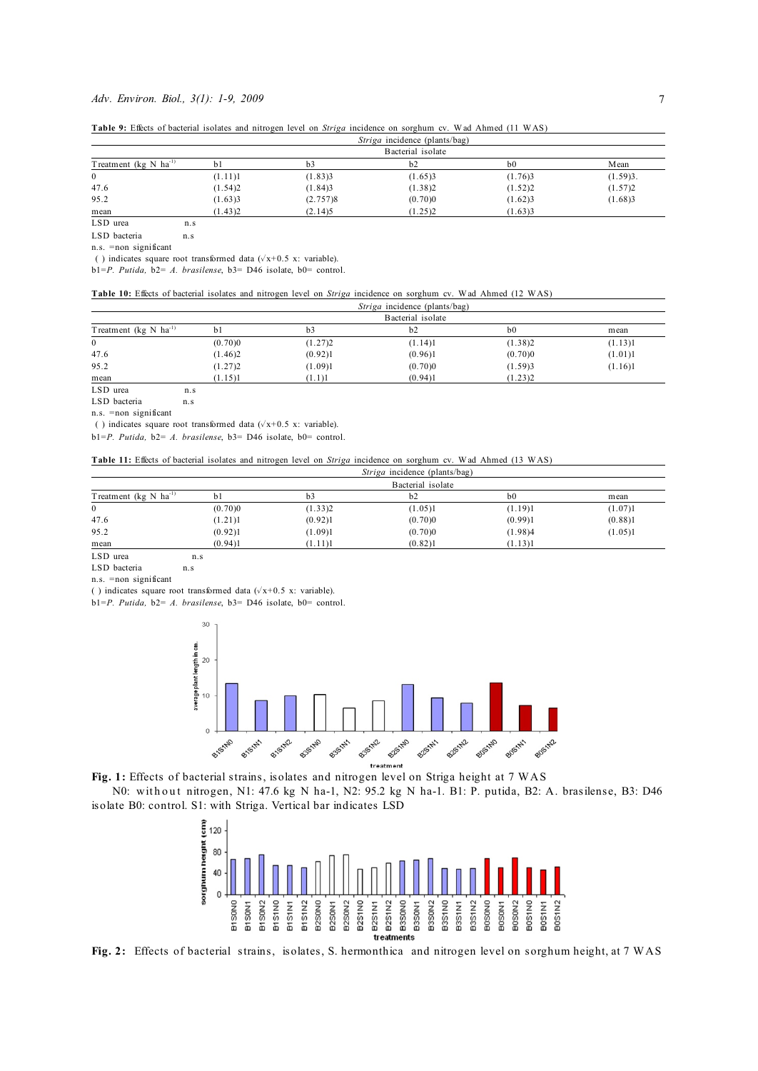**Table 9:** Effects of bacterial isolates and nitrogen level on *Striga* incidence on sorghum cv. Wad Ahmed (11 WAS)

| | *Striga* incidence (plants/bag) | | | | |
|---|---|---|---|---|---|
| | Bacterial isolate | | | | |
| Treatment (kg N ha$^{-1}$) | b1 | b3 | b2 | b0 | Mean |
| 0 | (1.11)1 | (1.83)3 | (1.65)3 | (1.76)3 | (1.59)3. |
| 47.6 | (1.54)2 | (1.84)3 | (1.38)2 | (1.52)2 | (1.57)2 |
| 95.2 | (1.63)3 | (2.757)8 | (0.70)0 | (1.62)3 | (1.68)3 |
| mean | (1.43)2 | (2.14)5 | (1.25)2 | (1.63)3 | |

LSD urea n.s

LSD bacteria n.s

n.s. =non significant

( ) indicates square root transformed data ($\sqrt{x+0.5}$ x: variable).

b1=*P. Putida,* b2= *A. brasilense*, b3= D46 isolate, b0= control.

**Table 10:** Effects of bacterial isolates and nitrogen level on *Striga* incidence on sorghum cv. Wad Ahmed (12 WAS)

| | *Striga* incidence (plants/bag) | | | | |
|---|---|---|---|---|---|
| | Bacterial isolate | | | | |
| Treatment (kg N ha$^{-1}$) | b1 | b3 | b2 | b0 | mean |
| 0 | (0.70)0 | (1.27)2 | (1.14)1 | (1.38)2 | (1.13)1 |
| 47.6 | (1.46)2 | (0.92)1 | (0.96)1 | (0.70)0 | (1.01)1 |
| 95.2 | (1.27)2 | (1.09)1 | (0.70)0 | (1.59)3 | (1.16)1 |
| mean | (1.15)1 | (1.1)1 | (0.94)1 | (1.23)2 | |

LSD urea n.s

LSD bacteria n.s

n.s. =non significant

( ) indicates square root transformed data ($\sqrt{x+0.5}$ x: variable).

b1=*P. Putida,* b2= *A. brasilense*, b3= D46 isolate, b0= control.

**Table 11:** Effects of bacterial isolates and nitrogen level on *Striga* incidence on sorghum cv. Wad Ahmed (13 WAS)

| | *Striga* incidence (plants/bag) | | | | |
|---|---|---|---|---|---|
| | Bacterial isolate | | | | |
| Treatment (kg N ha$^{-1}$) | b1 | b3 | b2 | b0 | mean |
| 0 | (0.70)0 | (1.33)2 | (1.05)1 | (1.19)1 | (1.07)1 |
| 47.6 | (1.21)1 | (0.92)1 | (0.70)0 | (0.99)1 | (0.88)1 |
| 95.2 | (0.92)1 | (1.09)1 | (0.70)0 | (1.98)4 | (1.05)1 |
| mean | (0.94)1 | (1.11)1 | (0.82)1 | (1.13)1 | |

LSD urea n.s

LSD bacteria n.s

n.s. =non significant

( ) indicates square root transformed data ($\sqrt{x+0.5}$ x: variable).

b1=*P. Putida,* b2= *A. brasilense*, b3= D46 isolate, b0= control.

**Fig. 1:** Effects of bacterial strains, isolates and nitrogen level on Striga height at 7 WAS

N0: without nitrogen, N1: 47.6 kg N ha-1, N2: 95.2 kg N ha-1. B1: P. putida, B2: A. brasilense, B3: D46 isolate B0: control. S1: with Striga. Vertical bar indicates LSD

**Fig. 2:** Effects of bacterial strains, isolates, S. hermonthica and nitrogen level on sorghum height, at 7 WAS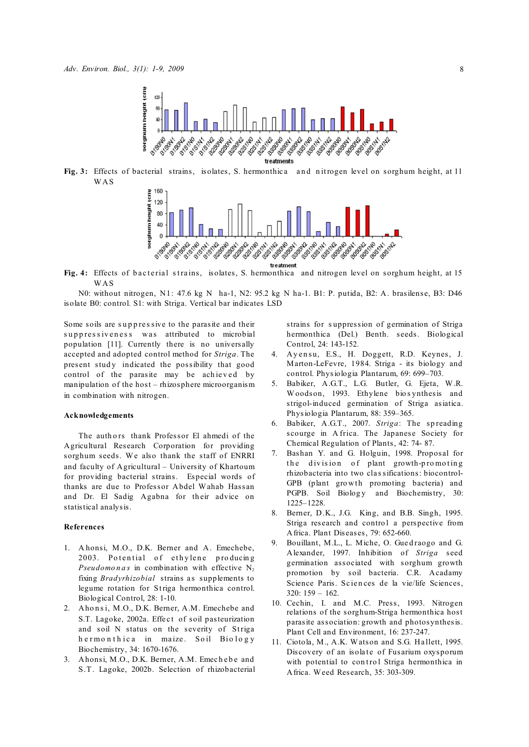Fig. 3: Effects of bacterial strains, isolates, S. hermonthica and nitrogen level on sorghum height, at 11 WAS

Fig. 4: Effects of bacterial strains, isolates, S. hermonthica and nitrogen level on sorghum height, at 15 WAS

N0: without nitrogen, N1: 47.6 kg N ha-1, N2: 95.2 kg N ha-1. B1: P. putida, B2: A. brasilense, B3: D46 isolate B0: control. S1: with Striga. Vertical bar indicates LSD

Some soils are suppressive to the parasite and their suppressiveness was attributed to microbial population [11]. Currently there is no universally accepted and adopted control method for *Striga*. The present study indicated the possibility that good control of the parasite may be achieved by manipulation of the host – rhizosphere microorganism in combination with nitrogen.

## Acknowledgements

The authors thank Professor El ahmedi of the Agricultural Research Corporation for providing sorghum seeds. We also thank the staff of ENRRI and faculty of Agricultural – University of Khartoum for providing bacterial strains. Especial words of thanks are due to Professor Abdel Wahab Hassan and Dr. El Sadig Agabna for their advice on statistical analysis.

## References

1. Ahonsi, M.O., D.K. Berner and A. Emechebe, 2003. Potential of ethylene producing *Pseudomonas* in combination with effective $N_2$ fixing *Bradyrhizobial* strains as supplements to legume rotation for Striga hermonthica control. Biological Control, 28: 1-10.
2. Ahonsi, M.O., D.K. Berner, A.M. Emechebe and S.T. Lagoke, 2002a. Effect of soil pasteurization and soil N status on the severity of Striga hermonthica in maize. Soil Biology Biochemistry, 34: 1670-1676.
3. Ahonsi, M.O., D.K. Berner, A.M. Emechebe and S.T. Lagoke, 2002b. Selection of rhizobacterial strains for suppression of germination of Striga hermonthica (Del.) Benth. seeds. Biological Control, 24: 143-152.
4. Ayensu, E.S., H. Doggett, R.D. Keynes, J. Marton-LeFevre, 1984. Striga - its biology and control. Physiologia Plantarum, 69: 699–703.
5. Babiker, A.G.T., L.G. Butler, G. Ejeta, W.R. Woodson, 1993. Ethylene biosynthesis and strigol-induced germination of Striga asiatica. Physiologia Plantarum, 88: 359–365.
6. Babiker, A.G.T., 2007. *Striga*: The spreading scourge in Africa. The Japanese Society for Chemical Regulation of Plants, 42: 74- 87.
7. Bashan Y. and G. Holguin, 1998. Proposal for the division of plant growth-promoting rhizobacteria into two classifications: biocontrol-GPB (plant growth promoting bacteria) and PGPB. Soil Biology and Biochemistry, 30: 1225–1228.
8. Berner, D.K., J.G. King, and B.B. Singh, 1995. Striga research and control a perspective from Africa. Plant Diseases, 79: 652-660.
9. Bouillant, M.L., L. Miche, O. Guedraogo and G. Alexander, 1997. Inhibition of *Striga* seed germination associated with sorghum growth promotion by soil bacteria. C.R. Acadamy Science Paris. Sciences de la vie/life Sciences, 320: 159 – 162.
10. Cechin, I. and M.C. Press, 1993. Nitrogen relations of the sorghum-Striga hermonthica host parasite association: growth and photosynthesis. Plant Cell and Environment, 16: 237-247.
11. Ciotola, M., A.K. Watson and S.G. Hallett, 1995. Discovery of an isolate of Fusarium oxysporum with potential to control Striga hermonthica in Africa. Weed Research, 35: 303-309.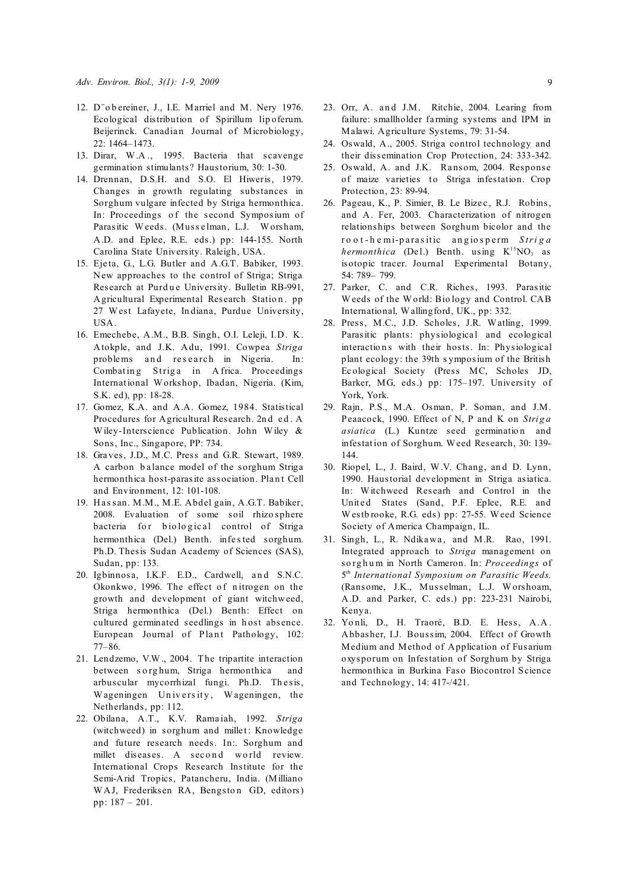12. D¨obereiner, J., I.E. Marriel and M. Nery 1976. Ecological distribution of Spirillum lipoferum. Beijerinck. Canadian Journal of Microbiology, 22: 1464–1473.
13. Dirar, W.A., 1995. Bacteria that scavenge germination stimulants? Haustorium, 30: 1-30.
14. Drennan, D.S.H. and S.O. El Hiweris, 1979. Changes in growth regulating substances in Sorghum vulgare infected by Striga hermonthica. In: Proceedings of the second Symposium of Parasitic Weeds. (Musselman, L.J. Worsham, A.D. and Eplee, R.E. eds.) pp: 144-155. North Carolina State University. Raleigh, USA.
15. Ejeta, G., L.G. Butler and A.G.T. Babiker, 1993. New approaches to the control of Striga; Striga Research at Purdue University. Bulletin RB-991, Agricultural Experimental Research Station. pp 27 West Lafayete, Indiana, Purdue University, USA.
16. Emechebe, A.M., B.B. Singh, O.I. Leleji, I.D. K. Atokple, and J.K. Adu, 1991. Cowpea *Striga* problems and research in Nigeria. In: Combating Striga in Africa. Proceedings International Workshop, Ibadan, Nigeria. (Kim, S.K. ed), pp: 18-28.
17. Gomez, K.A. and A.A. Gomez, 1984. Statistical Procedures for Agricultural Research. 2nd ed. A Wiley-Interscience Publication. John Wiley & Sons, Inc., Singapore, PP: 734.
18. Graves, J.D., M.C. Press and G.R. Stewart, 1989. A carbon balance model of the sorghum Striga hermonthica host-parasite association. Plant Cell and Environment, 12: 101-108.
19. Hassan. M.M., M.E. Abdel gain, A.G.T. Babiker, 2008. Evaluation of some soil rhizosphere bacteria for biological control of Striga hermonthica (Del.) Benth. infested sorghum. Ph.D. Thesis Sudan Academy of Sciences (SAS), Sudan, pp: 133.
20. Igbinnosa, I.K.F. E.D., Cardwell, and S.N.C. Okonkwo, 1996. The effect of nitrogen on the growth and development of giant witchweed, Striga hermonthica (Del.) Benth: Effect on cultured germinated seedlings in host absence. European Journal of Plant Pathology, 102: 77–86.
21. Lendzemo, V.W., 2004. The tripartite interaction between sorghum, Striga hermonthica and arbuscular mycorrhizal fungi. Ph.D. Thesis, Wageningen University, Wageningen, the Netherlands, pp: 112.
22. Obilana, A.T., K.V. Ramaiah, 1992. *Striga* (witchweed) in sorghum and millet: Knowledge and future research needs. In:. Sorghum and millet diseases. A second world review. International Crops Research Institute for the Semi-Arid Tropics, Patancheru, India. (Milliano WAJ, Frederiksen RA, Bengston GD, editors) pp: 187 – 201.
23. Orr, A. and J.M. Ritchie, 2004. Learing from failure: smallholder farming systems and IPM in Malawi. Agriculture Systems, 79: 31-54.
24. Oswald, A., 2005. Striga control technology and their dissemination Crop Protection, 24: 333-342.
25. Oswald, A. and J.K. Ransom, 2004. Response of maize varieties to Striga infestation. Crop Protection, 23: 89-94.
26. Pageau, K., P. Simier, B. Le Bizec, R.J. Robins, and A. Fer, 2003. Characterization of nitrogen relationships between Sorghum bicolor and the root-hemi-parasitic angiosperm *Striga hermonthica* (Del.) Benth. using $K^{15}NO_3$ as isotopic tracer. Journal Experimental Botany, 54: 789– 799.
27. Parker, C. and C.R. Riches, 1993. Parasitic Weeds of the World: Biology and Control. CAB International, Wallingford, UK., pp: 332.
28. Press, M.C., J.D. Scholes, J.R. Watling, 1999. Parasitic plants: physiological and ecological interactions with their hosts. In: Physiological plant ecology: the 39th symposium of the British Ecological Society (Press MC, Scholes JD, Barker, MG, eds.) pp: 175–197. University of York, York.
29. Rajn, P.S., M.A. Osman, P. Soman, and J.M. Peaacock, 1990. Effect of N, P and K on *Striga asiatica* (L.) Kuntze seed germination and infestation of Sorghum. Weed Research, 30: 139-144.
30. Riopel, L., J. Baird, W.V. Chang, and D. Lynn, 1990. Haustorial development in Striga asiatica. In: Witchweed Researh and Control in the United States (Sand, P.F. Eplee, R.E. and Westbrooke, R.G. eds) pp: 27-55. Weed Science Society of America Champaign, IL.
31. Singh, L., R. Ndikawa, and M.R. Rao, 1991. Integrated approach to *Striga* management on sorghum in North Cameron. In: *Proceedings* of *5th International Symposium on Parasitic Weeds.* (Ransome, J.K., Musselman, L.J. Worshoam, A.D. and Parker, C. eds.) pp: 223-231 Nairobi, Kenya.
32. Yonli, D., H. Traoré, B.D. E. Hess, A.A. Abbasher, I.J. Boussim, 2004. Effect of Growth Medium and Method of Application of Fusarium oxysporum on Infestation of Sorghum by Striga hermonthica in Burkina Faso Biocontrol Science and Technology, 14: 417-/421.